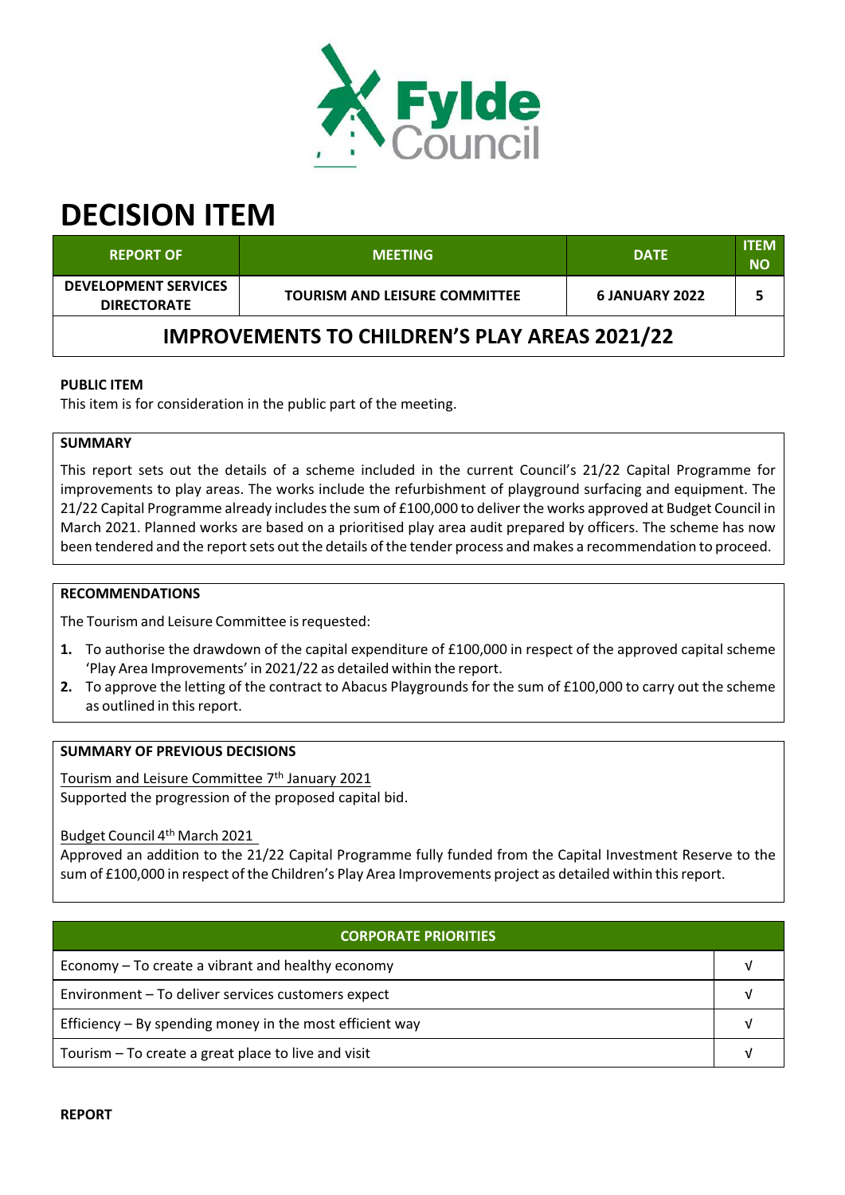Fylde Council

# DECISION ITEM

| REPORT OF | MEETING | DATE | ITEM NO |
|---|---|---|---|
| DEVELOPMENT SERVICES DIRECTORATE | TOURISM AND LEISURE COMMITTEE | 6 JANUARY 2022 | 5 |

## IMPROVEMENTS TO CHILDREN'S PLAY AREAS 2021/22

**PUBLIC ITEM**

This item is for consideration in the public part of the meeting.

**SUMMARY**

This report sets out the details of a scheme included in the current Council's 21/22 Capital Programme for improvements to play areas. The works include the refurbishment of playground surfacing and equipment. The 21/22 Capital Programme already includes the sum of £100,000 to deliver the works approved at Budget Council in March 2021. Planned works are based on a prioritised play area audit prepared by officers. The scheme has now been tendered and the report sets out the details of the tender process and makes a recommendation to proceed.

**RECOMMENDATIONS**

The Tourism and Leisure Committee is requested:

1. To authorise the drawdown of the capital expenditure of £100,000 in respect of the approved capital scheme 'Play Area Improvements' in 2021/22 as detailed within the report.
2. To approve the letting of the contract to Abacus Playgrounds for the sum of £100,000 to carry out the scheme as outlined in this report.

**SUMMARY OF PREVIOUS DECISIONS**

Tourism and Leisure Committee 7th January 2021
Supported the progression of the proposed capital bid.

Budget Council 4th March 2021
Approved an addition to the 21/22 Capital Programme fully funded from the Capital Investment Reserve to the sum of £100,000 in respect of the Children's Play Area Improvements project as detailed within this report.

| CORPORATE PRIORITIES | |
|---|---|
| Economy – To create a vibrant and healthy economy | √ |
| Environment – To deliver services customers expect | √ |
| Efficiency – By spending money in the most efficient way | √ |
| Tourism – To create a great place to live and visit | √ |

**REPORT**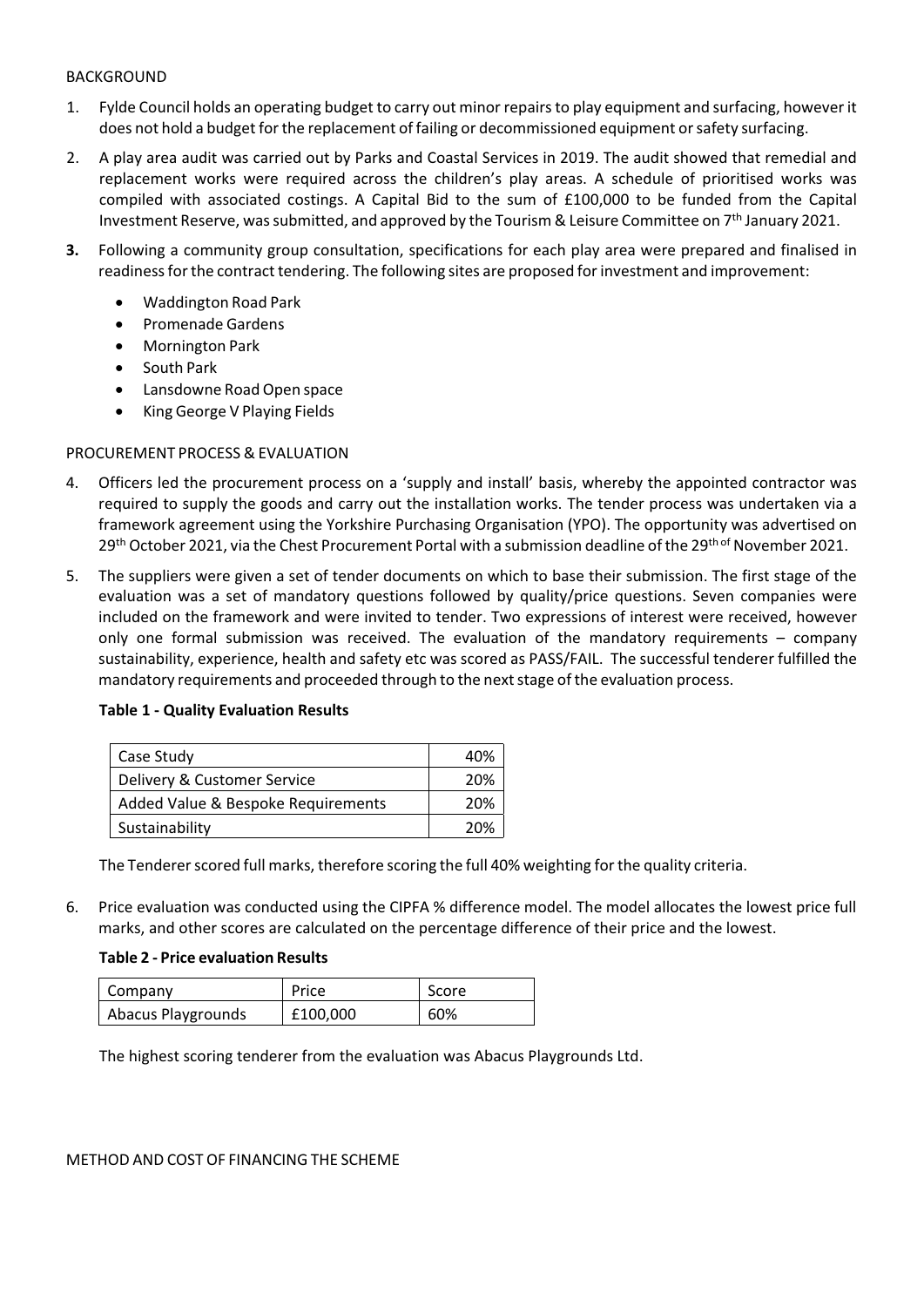BACKGROUND

1. Fylde Council holds an operating budget to carry out minor repairs to play equipment and surfacing, however it does not hold a budget for the replacement of failing or decommissioned equipment or safety surfacing.
2. A play area audit was carried out by Parks and Coastal Services in 2019. The audit showed that remedial and replacement works were required across the children's play areas. A schedule of prioritised works was compiled with associated costings. A Capital Bid to the sum of £100,000 to be funded from the Capital Investment Reserve, was submitted, and approved by the Tourism & Leisure Committee on 7th January 2021.
3. Following a community group consultation, specifications for each play area were prepared and finalised in readiness for the contract tendering. The following sites are proposed for investment and improvement:
    - Waddington Road Park
    - Promenade Gardens
    - Mornington Park
    - South Park
    - Lansdowne Road Open space
    - King George V Playing Fields

PROCUREMENT PROCESS & EVALUATION

4. Officers led the procurement process on a 'supply and install' basis, whereby the appointed contractor was required to supply the goods and carry out the installation works. The tender process was undertaken via a framework agreement using the Yorkshire Purchasing Organisation (YPO). The opportunity was advertised on 29th October 2021, via the Chest Procurement Portal with a submission deadline of the 29th of November 2021.
5. The suppliers were given a set of tender documents on which to base their submission. The first stage of the evaluation was a set of mandatory questions followed by quality/price questions. Seven companies were included on the framework and were invited to tender. Two expressions of interest were received, however only one formal submission was received. The evaluation of the mandatory requirements – company sustainability, experience, health and safety etc was scored as PASS/FAIL. The successful tenderer fulfilled the mandatory requirements and proceeded through to the next stage of the evaluation process.

    **Table 1 - Quality Evaluation Results**

    | | |
    |---|---|
    | Case Study | 40% |
    | Delivery & Customer Service | 20% |
    | Added Value & Bespoke Requirements | 20% |
    | Sustainability | 20% |

    The Tenderer scored full marks, therefore scoring the full 40% weighting for the quality criteria.

6. Price evaluation was conducted using the CIPFA % difference model. The model allocates the lowest price full marks, and other scores are calculated on the percentage difference of their price and the lowest.

    **Table 2 - Price evaluation Results**

    | Company | Price | Score |
    |---|---|---|
    | Abacus Playgrounds | £100,000 | 60% |

    The highest scoring tenderer from the evaluation was Abacus Playgrounds Ltd.

METHOD AND COST OF FINANCING THE SCHEME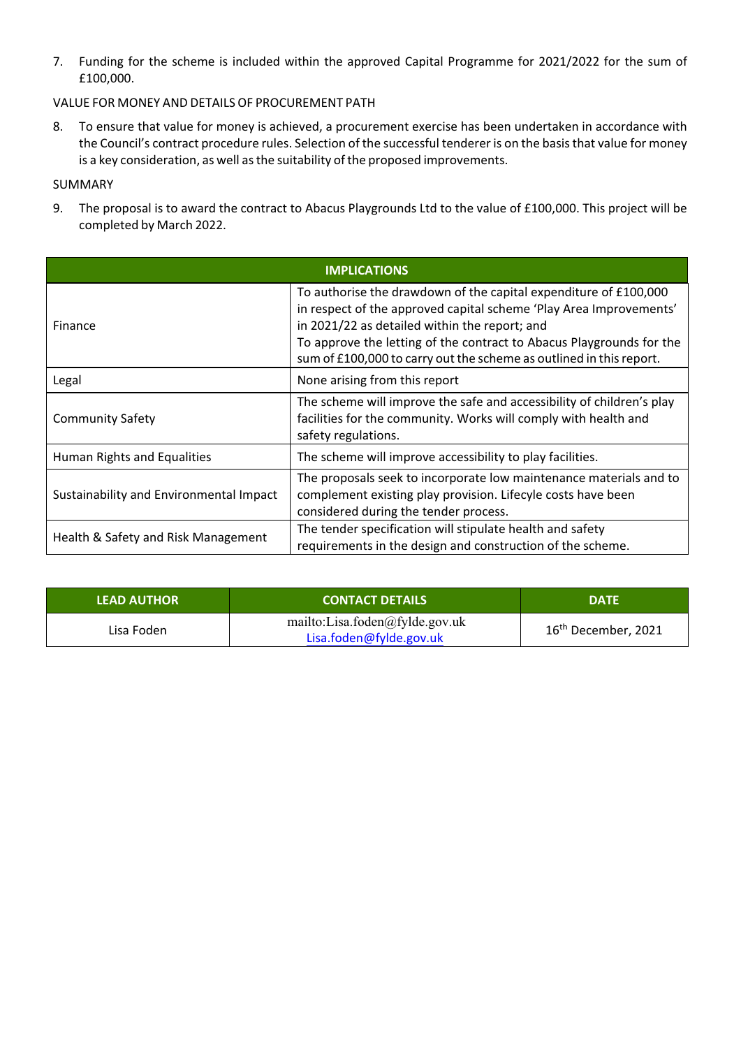7. Funding for the scheme is included within the approved Capital Programme for 2021/2022 for the sum of £100,000.

VALUE FOR MONEY AND DETAILS OF PROCUREMENT PATH

8. To ensure that value for money is achieved, a procurement exercise has been undertaken in accordance with the Council's contract procedure rules. Selection of the successful tenderer is on the basis that value for money is a key consideration, as well as the suitability of the proposed improvements.

SUMMARY

9. The proposal is to award the contract to Abacus Playgrounds Ltd to the value of £100,000. This project will be completed by March 2022.

| IMPLICATIONS | |
|---|---|
| Finance | To authorise the drawdown of the capital expenditure of £100,000 in respect of the approved capital scheme 'Play Area Improvements' in 2021/22 as detailed within the report; and<br>To approve the letting of the contract to Abacus Playgrounds for the sum of £100,000 to carry out the scheme as outlined in this report. |
| Legal | None arising from this report |
| Community Safety | The scheme will improve the safe and accessibility of children's play facilities for the community. Works will comply with health and safety regulations. |
| Human Rights and Equalities | The scheme will improve accessibility to play facilities. |
| Sustainability and Environmental Impact | The proposals seek to incorporate low maintenance materials and to complement existing play provision. Lifecyle costs have been considered during the tender process. |
| Health & Safety and Risk Management | The tender specification will stipulate health and safety requirements in the design and construction of the scheme. |

| LEAD AUTHOR | CONTACT DETAILS | DATE |
|---|---|---|
| Lisa Foden | mailto:Lisa.foden@fylde.gov.uk<br>Lisa.foden@fylde.gov.uk | 16th December, 2021 |